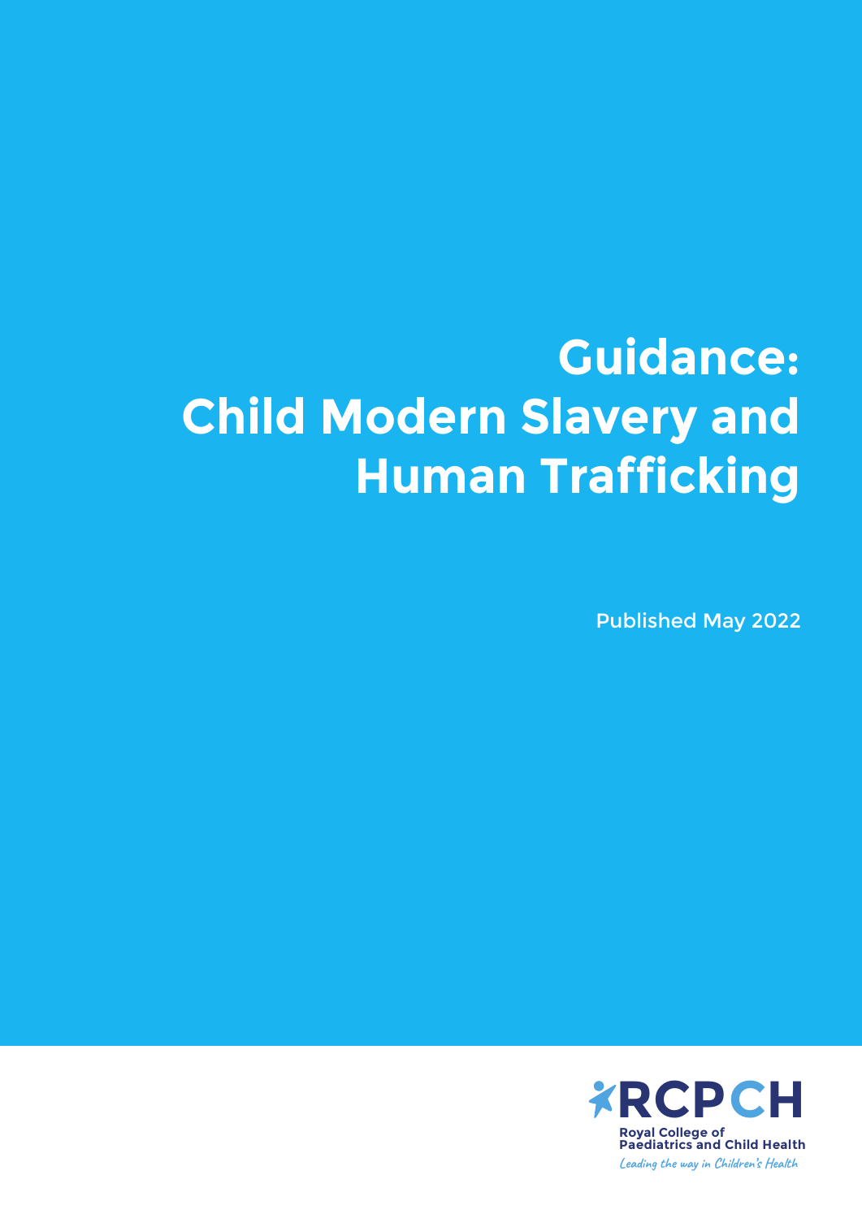# Guidance: Child Modern Slavery and Human Trafficking

Published May 2022

RCPCH

Royal College of Paediatrics and Child Health

*Leading the way in Children's Health*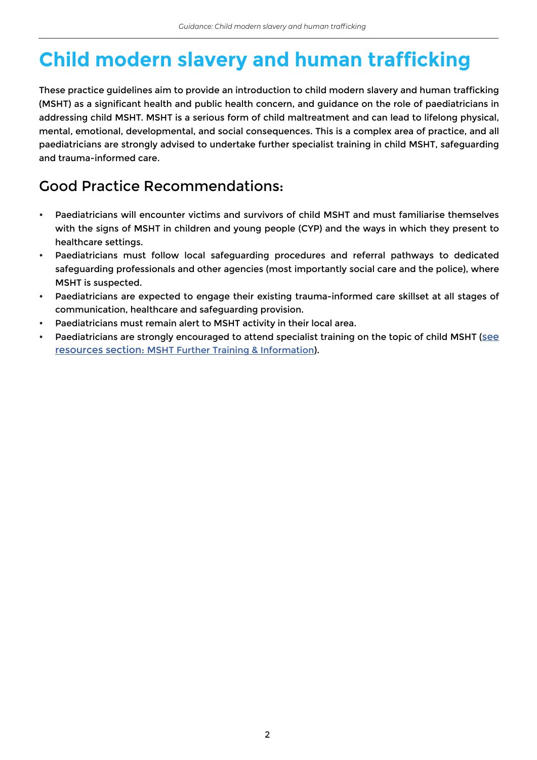# Child modern slavery and human trafficking

These practice guidelines aim to provide an introduction to child modern slavery and human trafficking (MSHT) as a significant health and public health concern, and guidance on the role of paediatricians in addressing child MSHT. MSHT is a serious form of child maltreatment and can lead to lifelong physical, mental, emotional, developmental, and social consequences. This is a complex area of practice, and all paediatricians are strongly advised to undertake further specialist training in child MSHT, safeguarding and trauma-informed care.

## Good Practice Recommendations:

- Paediatricians will encounter victims and survivors of child MSHT and must familiarise themselves with the signs of MSHT in children and young people (CYP) and the ways in which they present to healthcare settings.
- Paediatricians must follow local safeguarding procedures and referral pathways to dedicated safeguarding professionals and other agencies (most importantly social care and the police), where MSHT is suspected.
- Paediatricians are expected to engage their existing trauma-informed care skillset at all stages of communication, healthcare and safeguarding provision.
- Paediatricians must remain alert to MSHT activity in their local area.
- Paediatricians are strongly encouraged to attend specialist training on the topic of child MSHT (see resources section: MSHT Further Training & Information).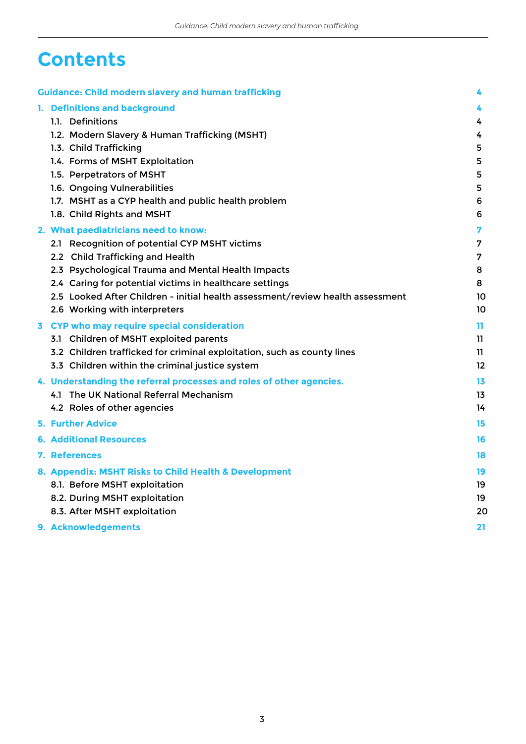# Contents

| | |
|---|---|
| **Guidance: Child modern slavery and human trafficking** | **4** |
| **1. Definitions and background** | **4** |
| 1.1. Definitions | 4 |
| 1.2. Modern Slavery & Human Trafficking (MSHT) | 4 |
| 1.3. Child Trafficking | 5 |
| 1.4. Forms of MSHT Exploitation | 5 |
| 1.5. Perpetrators of MSHT | 5 |
| 1.6. Ongoing Vulnerabilities | 5 |
| 1.7. MSHT as a CYP health and public health problem | 6 |
| 1.8. Child Rights and MSHT | 6 |
| **2. What paediatricians need to know:** | **7** |
| 2.1 Recognition of potential CYP MSHT victims | 7 |
| 2.2 Child Trafficking and Health | 7 |
| 2.3 Psychological Trauma and Mental Health Impacts | 8 |
| 2.4 Caring for potential victims in healthcare settings | 8 |
| 2.5 Looked After Children - initial health assessment/review health assessment | 10 |
| 2.6 Working with interpreters | 10 |
| **3 CYP who may require special consideration** | **11** |
| 3.1 Children of MSHT exploited parents | 11 |
| 3.2 Children trafficked for criminal exploitation, such as county lines | 11 |
| 3.3 Children within the criminal justice system | 12 |
| **4. Understanding the referral processes and roles of other agencies.** | **13** |
| 4.1 The UK National Referral Mechanism | 13 |
| 4.2 Roles of other agencies | 14 |
| **5. Further Advice** | **15** |
| **6. Additional Resources** | **16** |
| **7. References** | **18** |
| **8. Appendix: MSHT Risks to Child Health & Development** | **19** |
| 8.1. Before MSHT exploitation | 19 |
| 8.2. During MSHT exploitation | 19 |
| 8.3. After MSHT exploitation | 20 |
| **9. Acknowledgements** | **21** |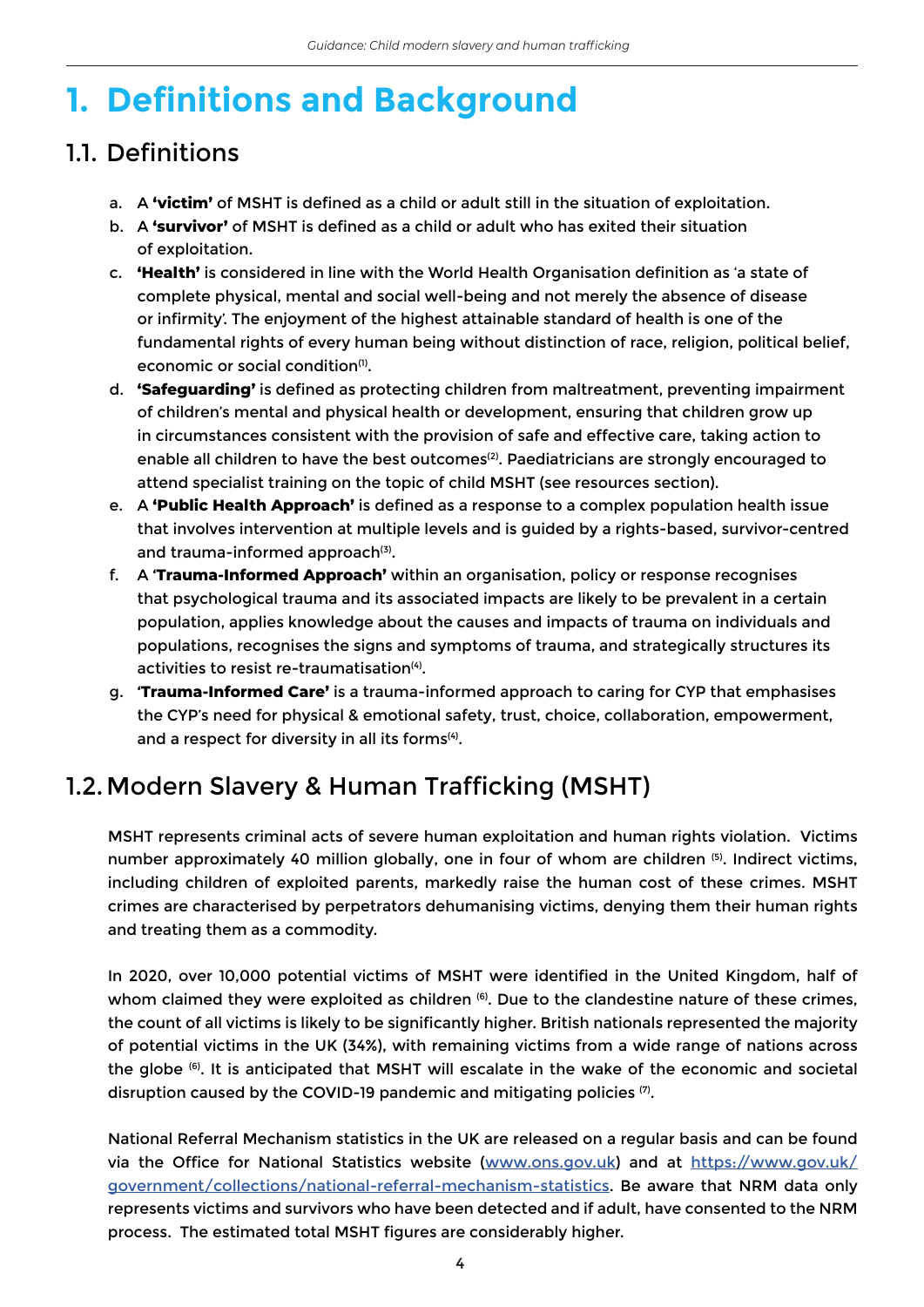# 1. Definitions and Background

## 1.1. Definitions

a. A **'victim'** of MSHT is defined as a child or adult still in the situation of exploitation.

b. A **'survivor'** of MSHT is defined as a child or adult who has exited their situation of exploitation.

c. **'Health'** is considered in line with the World Health Organisation definition as 'a state of complete physical, mental and social well-being and not merely the absence of disease or infirmity'. The enjoyment of the highest attainable standard of health is one of the fundamental rights of every human being without distinction of race, religion, political belief, economic or social condition[1].

d. **'Safeguarding'** is defined as protecting children from maltreatment, preventing impairment of children's mental and physical health or development, ensuring that children grow up in circumstances consistent with the provision of safe and effective care, taking action to enable all children to have the best outcomes[2]. Paediatricians are strongly encouraged to attend specialist training on the topic of child MSHT (see resources section).

e. A **'Public Health Approach'** is defined as a response to a complex population health issue that involves intervention at multiple levels and is guided by a rights-based, survivor-centred and trauma-informed approach[3].

f. A **'Trauma-Informed Approach'** within an organisation, policy or response recognises that psychological trauma and its associated impacts are likely to be prevalent in a certain population, applies knowledge about the causes and impacts of trauma on individuals and populations, recognises the signs and symptoms of trauma, and strategically structures its activities to resist re-traumatisation[4].

g. **'Trauma-Informed Care'** is a trauma-informed approach to caring for CYP that emphasises the CYP's need for physical & emotional safety, trust, choice, collaboration, empowerment, and a respect for diversity in all its forms[4].

## 1.2. Modern Slavery & Human Trafficking (MSHT)

MSHT represents criminal acts of severe human exploitation and human rights violation. Victims number approximately 40 million globally, one in four of whom are children [5]. Indirect victims, including children of exploited parents, markedly raise the human cost of these crimes. MSHT crimes are characterised by perpetrators dehumanising victims, denying them their human rights and treating them as a commodity.

In 2020, over 10,000 potential victims of MSHT were identified in the United Kingdom, half of whom claimed they were exploited as children [6]. Due to the clandestine nature of these crimes, the count of all victims is likely to be significantly higher. British nationals represented the majority of potential victims in the UK (34%), with remaining victims from a wide range of nations across the globe [6]. It is anticipated that MSHT will escalate in the wake of the economic and societal disruption caused by the COVID-19 pandemic and mitigating policies [7].

National Referral Mechanism statistics in the UK are released on a regular basis and can be found via the Office for National Statistics website (www.ons.gov.uk) and at https://www.gov.uk/government/collections/national-referral-mechanism-statistics. Be aware that NRM data only represents victims and survivors who have been detected and if adult, have consented to the NRM process. The estimated total MSHT figures are considerably higher.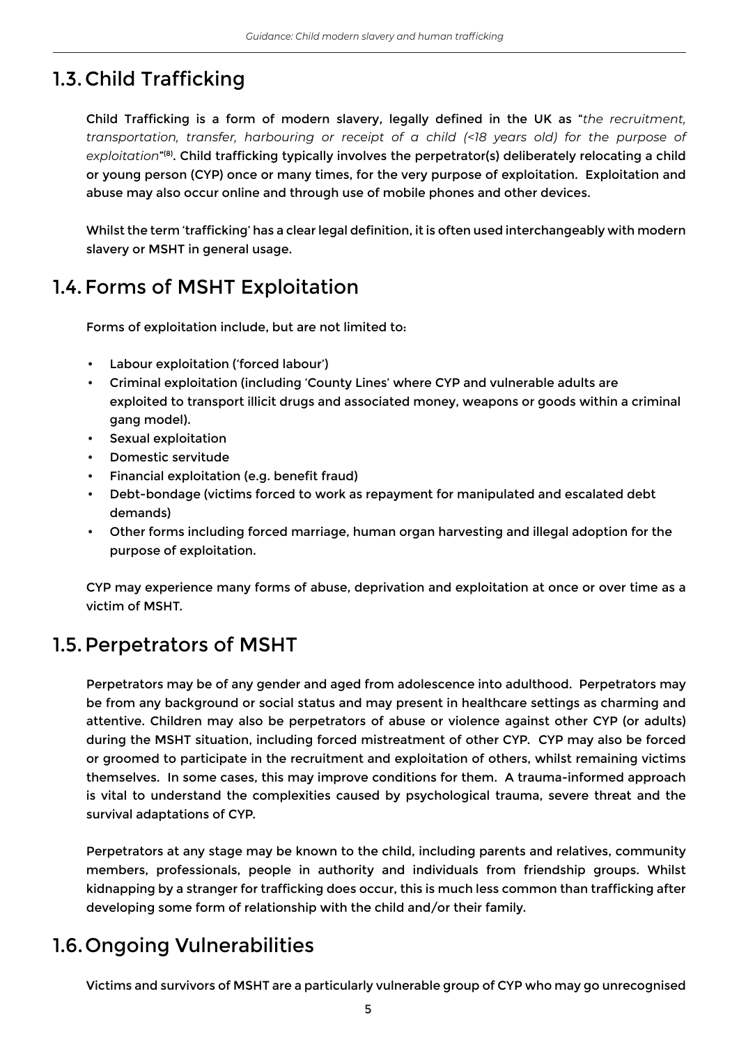## 1.3. Child Trafficking

Child Trafficking is a form of modern slavery, legally defined in the UK as "*the recruitment, transportation, transfer, harbouring or receipt of a child (<18 years old) for the purpose of exploitation*"[8]. Child trafficking typically involves the perpetrator(s) deliberately relocating a child or young person (CYP) once or many times, for the very purpose of exploitation. Exploitation and abuse may also occur online and through use of mobile phones and other devices.

Whilst the term 'trafficking' has a clear legal definition, it is often used interchangeably with modern slavery or MSHT in general usage.

## 1.4. Forms of MSHT Exploitation

Forms of exploitation include, but are not limited to:

- Labour exploitation ('forced labour')
- Criminal exploitation (including 'County Lines' where CYP and vulnerable adults are exploited to transport illicit drugs and associated money, weapons or goods within a criminal gang model).
- Sexual exploitation
- Domestic servitude
- Financial exploitation (e.g. benefit fraud)
- Debt-bondage (victims forced to work as repayment for manipulated and escalated debt demands)
- Other forms including forced marriage, human organ harvesting and illegal adoption for the purpose of exploitation.

CYP may experience many forms of abuse, deprivation and exploitation at once or over time as a victim of MSHT.

## 1.5. Perpetrators of MSHT

Perpetrators may be of any gender and aged from adolescence into adulthood. Perpetrators may be from any background or social status and may present in healthcare settings as charming and attentive. Children may also be perpetrators of abuse or violence against other CYP (or adults) during the MSHT situation, including forced mistreatment of other CYP. CYP may also be forced or groomed to participate in the recruitment and exploitation of others, whilst remaining victims themselves. In some cases, this may improve conditions for them. A trauma-informed approach is vital to understand the complexities caused by psychological trauma, severe threat and the survival adaptations of CYP.

Perpetrators at any stage may be known to the child, including parents and relatives, community members, professionals, people in authority and individuals from friendship groups. Whilst kidnapping by a stranger for trafficking does occur, this is much less common than trafficking after developing some form of relationship with the child and/or their family.

## 1.6. Ongoing Vulnerabilities

Victims and survivors of MSHT are a particularly vulnerable group of CYP who may go unrecognised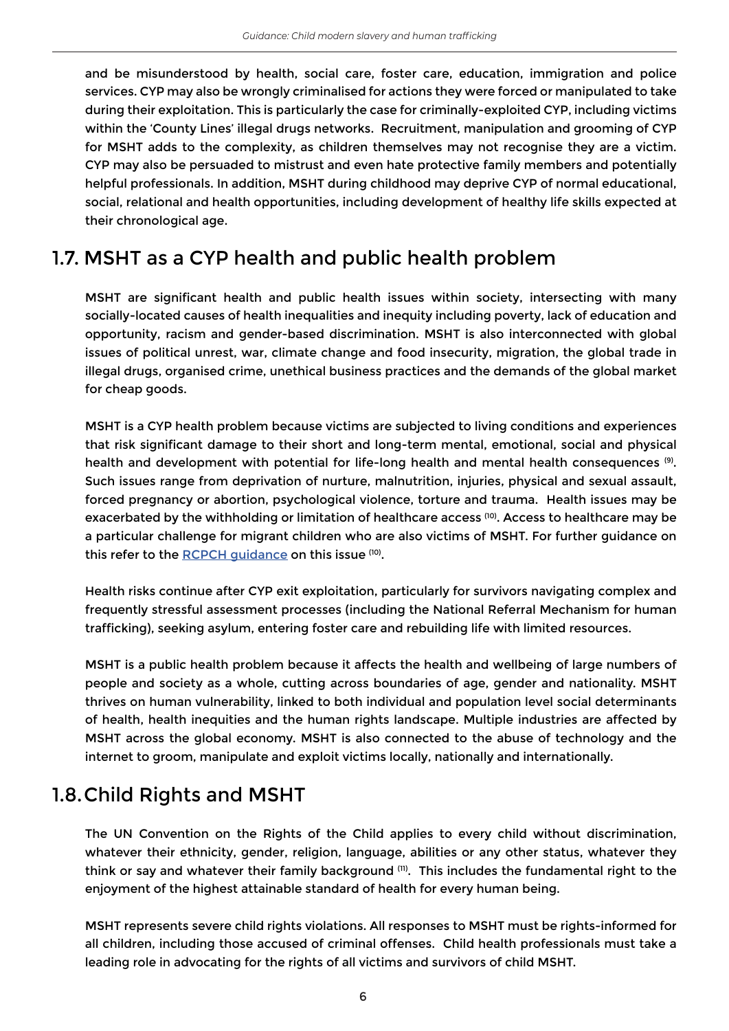and be misunderstood by health, social care, foster care, education, immigration and police services. CYP may also be wrongly criminalised for actions they were forced or manipulated to take during their exploitation. This is particularly the case for criminally-exploited CYP, including victims within the 'County Lines' illegal drugs networks. Recruitment, manipulation and grooming of CYP for MSHT adds to the complexity, as children themselves may not recognise they are a victim. CYP may also be persuaded to mistrust and even hate protective family members and potentially helpful professionals. In addition, MSHT during childhood may deprive CYP of normal educational, social, relational and health opportunities, including development of healthy life skills expected at their chronological age.

## 1.7. MSHT as a CYP health and public health problem

MSHT are significant health and public health issues within society, intersecting with many socially-located causes of health inequalities and inequity including poverty, lack of education and opportunity, racism and gender-based discrimination. MSHT is also interconnected with global issues of political unrest, war, climate change and food insecurity, migration, the global trade in illegal drugs, organised crime, unethical business practices and the demands of the global market for cheap goods.

MSHT is a CYP health problem because victims are subjected to living conditions and experiences that risk significant damage to their short and long-term mental, emotional, social and physical health and development with potential for life-long health and mental health consequences [9]. Such issues range from deprivation of nurture, malnutrition, injuries, physical and sexual assault, forced pregnancy or abortion, psychological violence, torture and trauma. Health issues may be exacerbated by the withholding or limitation of healthcare access [10]. Access to healthcare may be a particular challenge for migrant children who are also victims of MSHT. For further guidance on this refer to the RCPCH guidance on this issue [10].

Health risks continue after CYP exit exploitation, particularly for survivors navigating complex and frequently stressful assessment processes (including the National Referral Mechanism for human trafficking), seeking asylum, entering foster care and rebuilding life with limited resources.

MSHT is a public health problem because it affects the health and wellbeing of large numbers of people and society as a whole, cutting across boundaries of age, gender and nationality. MSHT thrives on human vulnerability, linked to both individual and population level social determinants of health, health inequities and the human rights landscape. Multiple industries are affected by MSHT across the global economy. MSHT is also connected to the abuse of technology and the internet to groom, manipulate and exploit victims locally, nationally and internationally.

## 1.8. Child Rights and MSHT

The UN Convention on the Rights of the Child applies to every child without discrimination, whatever their ethnicity, gender, religion, language, abilities or any other status, whatever they think or say and whatever their family background [11]. This includes the fundamental right to the enjoyment of the highest attainable standard of health for every human being.

MSHT represents severe child rights violations. All responses to MSHT must be rights-informed for all children, including those accused of criminal offenses. Child health professionals must take a leading role in advocating for the rights of all victims and survivors of child MSHT.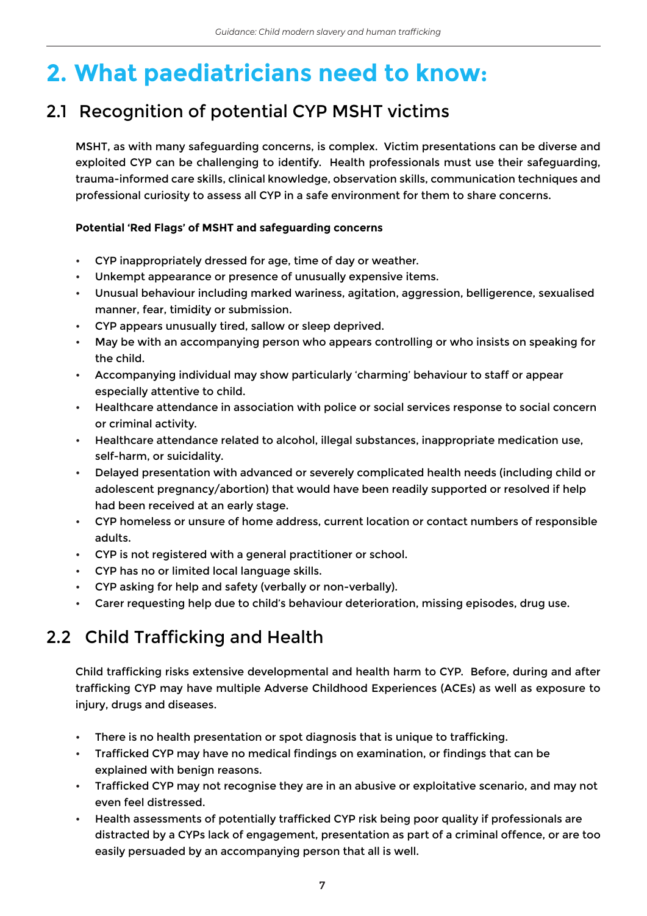# 2. What paediatricians need to know:

## 2.1 Recognition of potential CYP MSHT victims

MSHT, as with many safeguarding concerns, is complex. Victim presentations can be diverse and exploited CYP can be challenging to identify. Health professionals must use their safeguarding, trauma-informed care skills, clinical knowledge, observation skills, communication techniques and professional curiosity to assess all CYP in a safe environment for them to share concerns.

**Potential 'Red Flags' of MSHT and safeguarding concerns**

- CYP inappropriately dressed for age, time of day or weather.
- Unkempt appearance or presence of unusually expensive items.
- Unusual behaviour including marked wariness, agitation, aggression, belligerence, sexualised manner, fear, timidity or submission.
- CYP appears unusually tired, sallow or sleep deprived.
- May be with an accompanying person who appears controlling or who insists on speaking for the child.
- Accompanying individual may show particularly 'charming' behaviour to staff or appear especially attentive to child.
- Healthcare attendance in association with police or social services response to social concern or criminal activity.
- Healthcare attendance related to alcohol, illegal substances, inappropriate medication use, self-harm, or suicidality.
- Delayed presentation with advanced or severely complicated health needs (including child or adolescent pregnancy/abortion) that would have been readily supported or resolved if help had been received at an early stage.
- CYP homeless or unsure of home address, current location or contact numbers of responsible adults.
- CYP is not registered with a general practitioner or school.
- CYP has no or limited local language skills.
- CYP asking for help and safety (verbally or non-verbally).
- Carer requesting help due to child's behaviour deterioration, missing episodes, drug use.

## 2.2 Child Trafficking and Health

Child trafficking risks extensive developmental and health harm to CYP. Before, during and after trafficking CYP may have multiple Adverse Childhood Experiences (ACEs) as well as exposure to injury, drugs and diseases.

- There is no health presentation or spot diagnosis that is unique to trafficking.
- Trafficked CYP may have no medical findings on examination, or findings that can be explained with benign reasons.
- Trafficked CYP may not recognise they are in an abusive or exploitative scenario, and may not even feel distressed.
- Health assessments of potentially trafficked CYP risk being poor quality if professionals are distracted by a CYPs lack of engagement, presentation as part of a criminal offence, or are too easily persuaded by an accompanying person that all is well.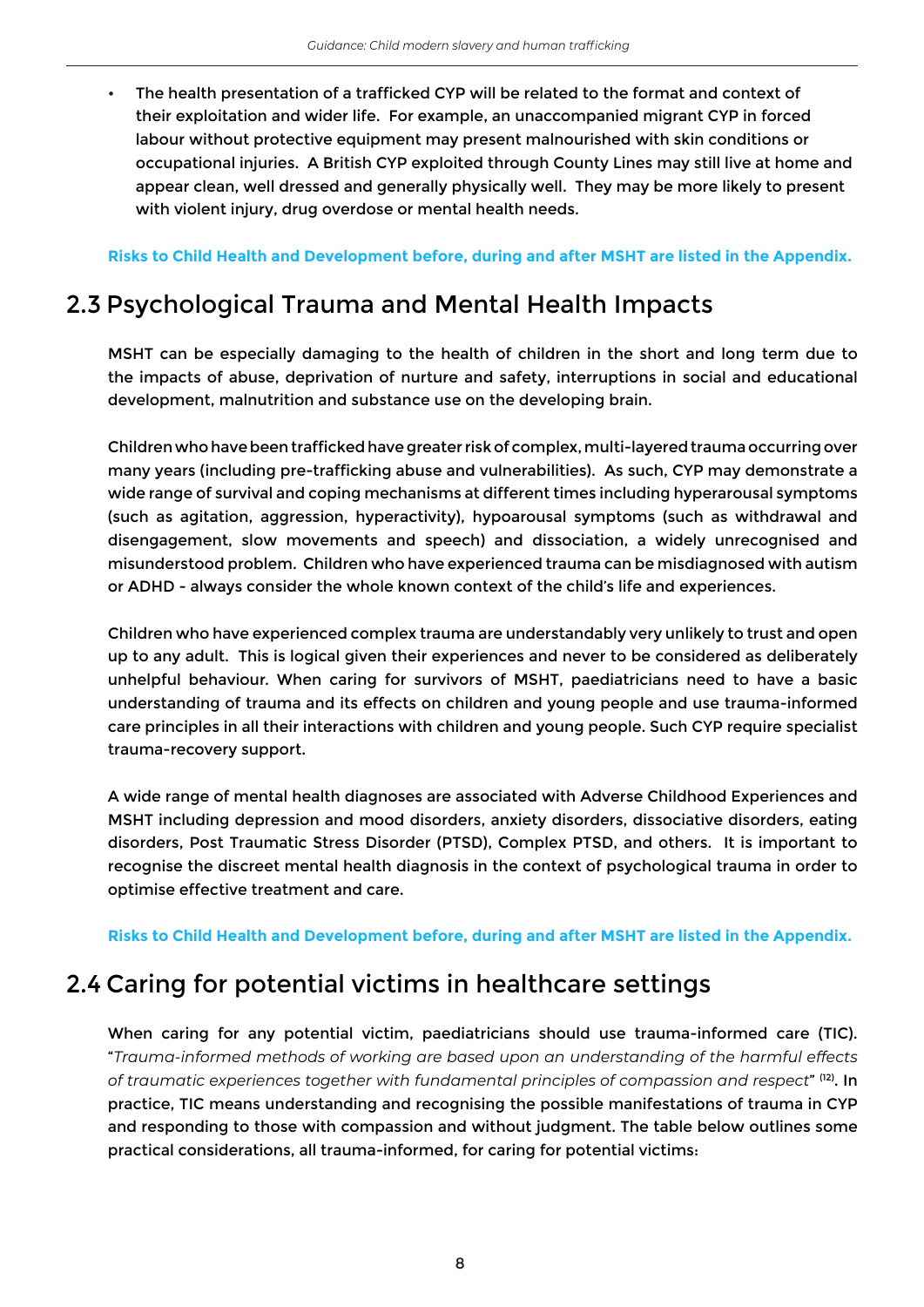- The health presentation of a trafficked CYP will be related to the format and context of their exploitation and wider life. For example, an unaccompanied migrant CYP in forced labour without protective equipment may present malnourished with skin conditions or occupational injuries. A British CYP exploited through County Lines may still live at home and appear clean, well dressed and generally physically well. They may be more likely to present with violent injury, drug overdose or mental health needs.

**Risks to Child Health and Development before, during and after MSHT are listed in the Appendix.**

## 2.3 Psychological Trauma and Mental Health Impacts

MSHT can be especially damaging to the health of children in the short and long term due to the impacts of abuse, deprivation of nurture and safety, interruptions in social and educational development, malnutrition and substance use on the developing brain.

Children who have been trafficked have greater risk of complex, multi-layered trauma occurring over many years (including pre-trafficking abuse and vulnerabilities). As such, CYP may demonstrate a wide range of survival and coping mechanisms at different times including hyperarousal symptoms (such as agitation, aggression, hyperactivity), hypoarousal symptoms (such as withdrawal and disengagement, slow movements and speech) and dissociation, a widely unrecognised and misunderstood problem. Children who have experienced trauma can be misdiagnosed with autism or ADHD - always consider the whole known context of the child's life and experiences.

Children who have experienced complex trauma are understandably very unlikely to trust and open up to any adult. This is logical given their experiences and never to be considered as deliberately unhelpful behaviour. When caring for survivors of MSHT, paediatricians need to have a basic understanding of trauma and its effects on children and young people and use trauma-informed care principles in all their interactions with children and young people. Such CYP require specialist trauma-recovery support.

A wide range of mental health diagnoses are associated with Adverse Childhood Experiences and MSHT including depression and mood disorders, anxiety disorders, dissociative disorders, eating disorders, Post Traumatic Stress Disorder (PTSD), Complex PTSD, and others. It is important to recognise the discreet mental health diagnosis in the context of psychological trauma in order to optimise effective treatment and care.

**Risks to Child Health and Development before, during and after MSHT are listed in the Appendix.**

## 2.4 Caring for potential victims in healthcare settings

When caring for any potential victim, paediatricians should use trauma-informed care (TIC). "*Trauma-informed methods of working are based upon an understanding of the harmful effects of traumatic experiences together with fundamental principles of compassion and respect*" [12]. In practice, TIC means understanding and recognising the possible manifestations of trauma in CYP and responding to those with compassion and without judgment. The table below outlines some practical considerations, all trauma-informed, for caring for potential victims: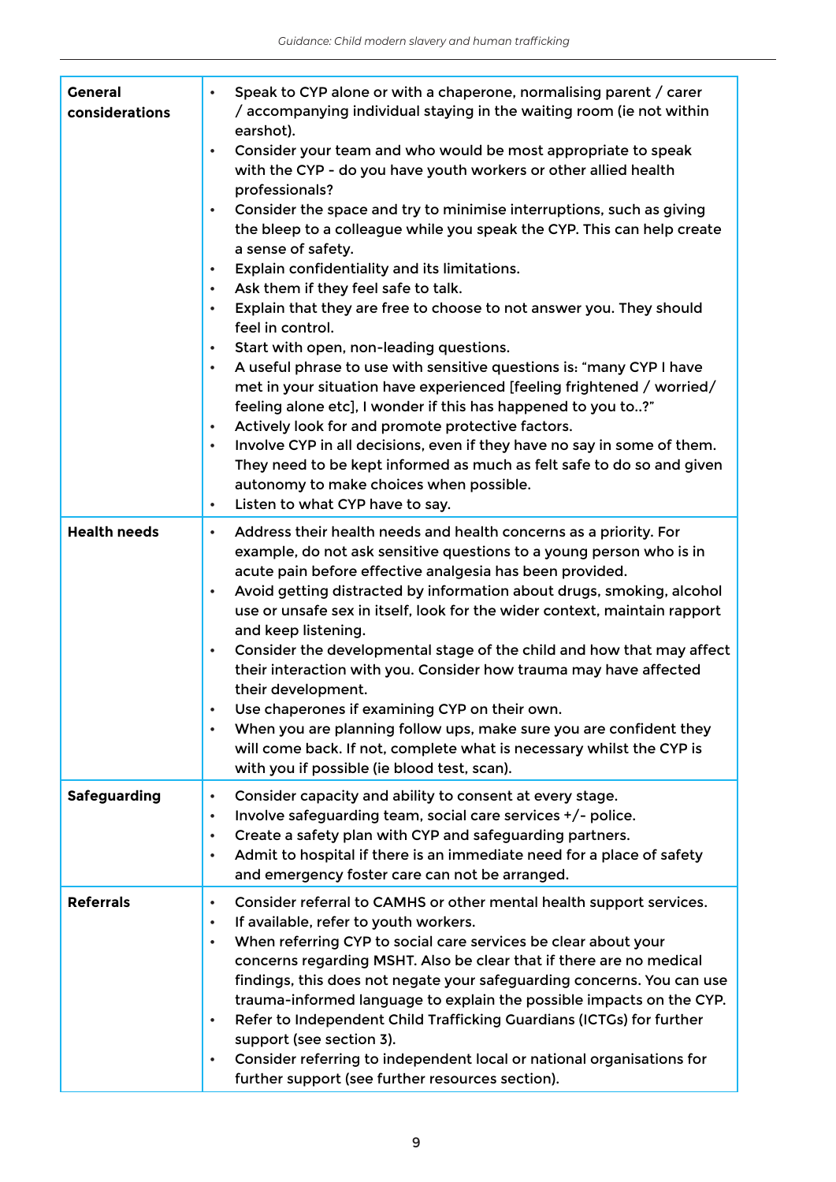| | |
|---|---|
| **General considerations** | • Speak to CYP alone or with a chaperone, normalising parent / carer / accompanying individual staying in the waiting room (ie not within earshot).<br>• Consider your team and who would be most appropriate to speak with the CYP - do you have youth workers or other allied health professionals?<br>• Consider the space and try to minimise interruptions, such as giving the bleep to a colleague while you speak the CYP. This can help create a sense of safety.<br>• Explain confidentiality and its limitations.<br>• Ask them if they feel safe to talk.<br>• Explain that they are free to choose to not answer you. They should feel in control.<br>• Start with open, non-leading questions.<br>• A useful phrase to use with sensitive questions is: "many CYP I have met in your situation have experienced [feeling frightened / worried/ feeling alone etc], I wonder if this has happened to you to..?"<br>• Actively look for and promote protective factors.<br>• Involve CYP in all decisions, even if they have no say in some of them. They need to be kept informed as much as felt safe to do so and given autonomy to make choices when possible.<br>• Listen to what CYP have to say. |
| **Health needs** | • Address their health needs and health concerns as a priority. For example, do not ask sensitive questions to a young person who is in acute pain before effective analgesia has been provided.<br>• Avoid getting distracted by information about drugs, smoking, alcohol use or unsafe sex in itself, look for the wider context, maintain rapport and keep listening.<br>• Consider the developmental stage of the child and how that may affect their interaction with you. Consider how trauma may have affected their development.<br>• Use chaperones if examining CYP on their own.<br>• When you are planning follow ups, make sure you are confident they will come back. If not, complete what is necessary whilst the CYP is with you if possible (ie blood test, scan). |
| **Safeguarding** | • Consider capacity and ability to consent at every stage.<br>• Involve safeguarding team, social care services +/- police.<br>• Create a safety plan with CYP and safeguarding partners.<br>• Admit to hospital if there is an immediate need for a place of safety and emergency foster care can not be arranged. |
| **Referrals** | • Consider referral to CAMHS or other mental health support services.<br>• If available, refer to youth workers.<br>• When referring CYP to social care services be clear about your concerns regarding MSHT. Also be clear that if there are no medical findings, this does not negate your safeguarding concerns. You can use trauma-informed language to explain the possible impacts on the CYP.<br>• Refer to Independent Child Trafficking Guardians (ICTGs) for further support (see section 3).<br>• Consider referring to independent local or national organisations for further support (see further resources section). |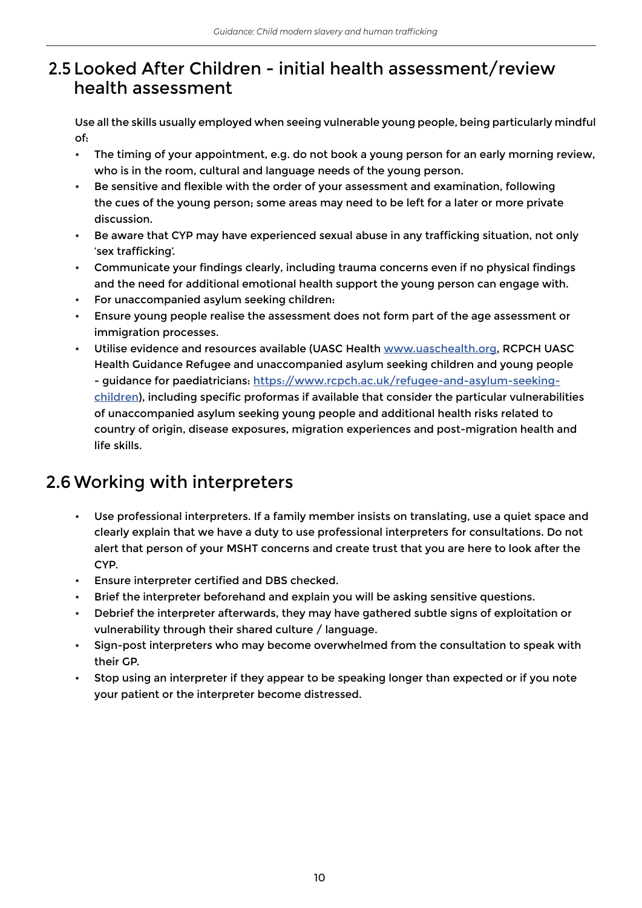## 2.5 Looked After Children - initial health assessment/review health assessment

Use all the skills usually employed when seeing vulnerable young people, being particularly mindful of:

- The timing of your appointment, e.g. do not book a young person for an early morning review, who is in the room, cultural and language needs of the young person.
- Be sensitive and flexible with the order of your assessment and examination, following the cues of the young person; some areas may need to be left for a later or more private discussion.
- Be aware that CYP may have experienced sexual abuse in any trafficking situation, not only 'sex trafficking'.
- Communicate your findings clearly, including trauma concerns even if no physical findings and the need for additional emotional health support the young person can engage with.
- For unaccompanied asylum seeking children:
- Ensure young people realise the assessment does not form part of the age assessment or immigration processes.
- Utilise evidence and resources available (UASC Health [www.uaschealth.org](www.uaschealth.org), RCPCH UASC Health Guidance Refugee and unaccompanied asylum seeking children and young people - guidance for paediatricians: [https://www.rcpch.ac.uk/refugee-and-asylum-seeking-children](https://www.rcpch.ac.uk/refugee-and-asylum-seeking-children)), including specific proformas if available that consider the particular vulnerabilities of unaccompanied asylum seeking young people and additional health risks related to country of origin, disease exposures, migration experiences and post-migration health and life skills.

## 2.6 Working with interpreters

- Use professional interpreters. If a family member insists on translating, use a quiet space and clearly explain that we have a duty to use professional interpreters for consultations. Do not alert that person of your MSHT concerns and create trust that you are here to look after the CYP.
- Ensure interpreter certified and DBS checked.
- Brief the interpreter beforehand and explain you will be asking sensitive questions.
- Debrief the interpreter afterwards, they may have gathered subtle signs of exploitation or vulnerability through their shared culture / language.
- Sign-post interpreters who may become overwhelmed from the consultation to speak with their GP.
- Stop using an interpreter if they appear to be speaking longer than expected or if you note your patient or the interpreter become distressed.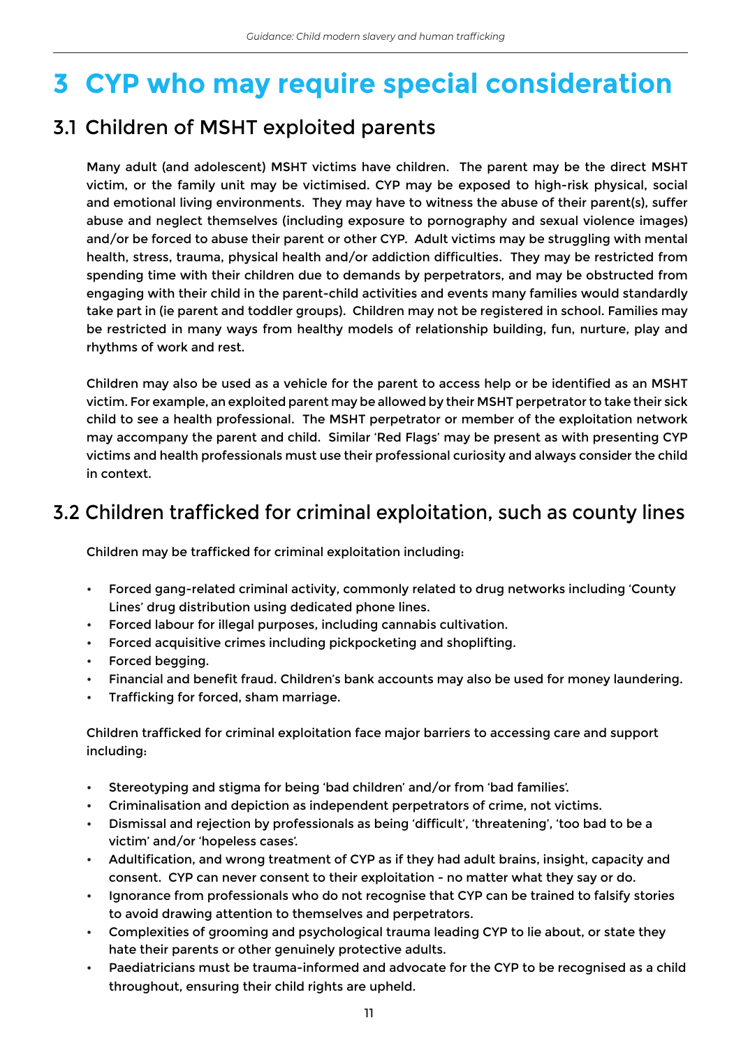# 3 CYP who may require special consideration

## 3.1 Children of MSHT exploited parents

Many adult (and adolescent) MSHT victims have children. The parent may be the direct MSHT victim, or the family unit may be victimised. CYP may be exposed to high-risk physical, social and emotional living environments. They may have to witness the abuse of their parent(s), suffer abuse and neglect themselves (including exposure to pornography and sexual violence images) and/or be forced to abuse their parent or other CYP. Adult victims may be struggling with mental health, stress, trauma, physical health and/or addiction difficulties. They may be restricted from spending time with their children due to demands by perpetrators, and may be obstructed from engaging with their child in the parent-child activities and events many families would standardly take part in (ie parent and toddler groups). Children may not be registered in school. Families may be restricted in many ways from healthy models of relationship building, fun, nurture, play and rhythms of work and rest.

Children may also be used as a vehicle for the parent to access help or be identified as an MSHT victim. For example, an exploited parent may be allowed by their MSHT perpetrator to take their sick child to see a health professional. The MSHT perpetrator or member of the exploitation network may accompany the parent and child. Similar 'Red Flags' may be present as with presenting CYP victims and health professionals must use their professional curiosity and always consider the child in context.

## 3.2 Children trafficked for criminal exploitation, such as county lines

Children may be trafficked for criminal exploitation including:

- Forced gang-related criminal activity, commonly related to drug networks including 'County Lines' drug distribution using dedicated phone lines.
- Forced labour for illegal purposes, including cannabis cultivation.
- Forced acquisitive crimes including pickpocketing and shoplifting.
- Forced begging.
- Financial and benefit fraud. Children's bank accounts may also be used for money laundering.
- Trafficking for forced, sham marriage.

Children trafficked for criminal exploitation face major barriers to accessing care and support including:

- Stereotyping and stigma for being 'bad children' and/or from 'bad families'.
- Criminalisation and depiction as independent perpetrators of crime, not victims.
- Dismissal and rejection by professionals as being 'difficult', 'threatening', 'too bad to be a victim' and/or 'hopeless cases'.
- Adultification, and wrong treatment of CYP as if they had adult brains, insight, capacity and consent. CYP can never consent to their exploitation - no matter what they say or do.
- Ignorance from professionals who do not recognise that CYP can be trained to falsify stories to avoid drawing attention to themselves and perpetrators.
- Complexities of grooming and psychological trauma leading CYP to lie about, or state they hate their parents or other genuinely protective adults.
- Paediatricians must be trauma-informed and advocate for the CYP to be recognised as a child throughout, ensuring their child rights are upheld.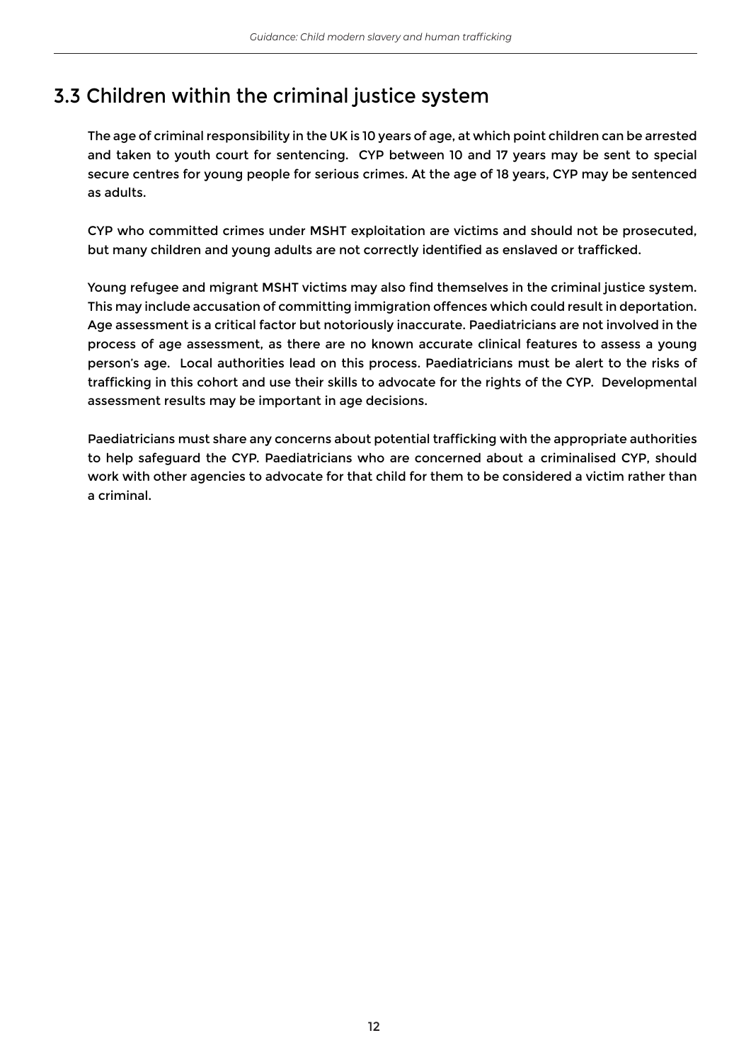## 3.3 Children within the criminal justice system

The age of criminal responsibility in the UK is 10 years of age, at which point children can be arrested and taken to youth court for sentencing. CYP between 10 and 17 years may be sent to special secure centres for young people for serious crimes. At the age of 18 years, CYP may be sentenced as adults.

CYP who committed crimes under MSHT exploitation are victims and should not be prosecuted, but many children and young adults are not correctly identified as enslaved or trafficked.

Young refugee and migrant MSHT victims may also find themselves in the criminal justice system. This may include accusation of committing immigration offences which could result in deportation. Age assessment is a critical factor but notoriously inaccurate. Paediatricians are not involved in the process of age assessment, as there are no known accurate clinical features to assess a young person's age. Local authorities lead on this process. Paediatricians must be alert to the risks of trafficking in this cohort and use their skills to advocate for the rights of the CYP. Developmental assessment results may be important in age decisions.

Paediatricians must share any concerns about potential trafficking with the appropriate authorities to help safeguard the CYP. Paediatricians who are concerned about a criminalised CYP, should work with other agencies to advocate for that child for them to be considered a victim rather than a criminal.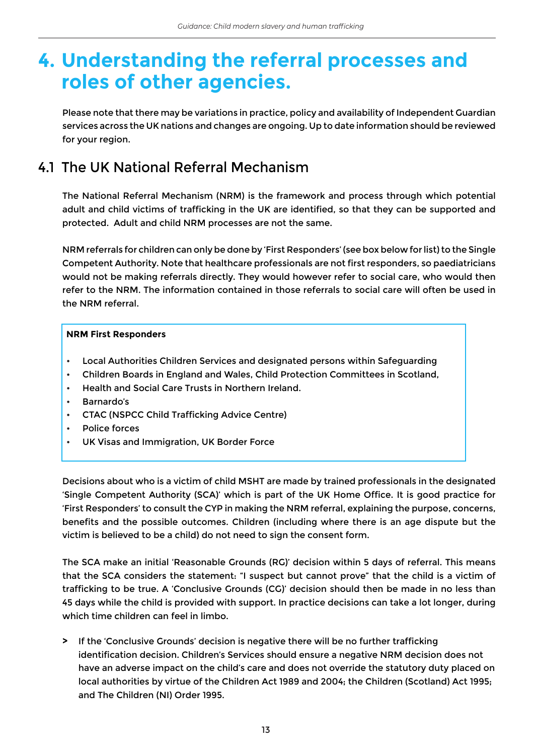# 4. Understanding the referral processes and roles of other agencies.

Please note that there may be variations in practice, policy and availability of Independent Guardian services across the UK nations and changes are ongoing. Up to date information should be reviewed for your region.

## 4.1 The UK National Referral Mechanism

The National Referral Mechanism (NRM) is the framework and process through which potential adult and child victims of trafficking in the UK are identified, so that they can be supported and protected. Adult and child NRM processes are not the same.

NRM referrals for children can only be done by 'First Responders' (see box below for list) to the Single Competent Authority. Note that healthcare professionals are not first responders, so paediatricians would not be making referrals directly. They would however refer to social care, who would then refer to the NRM. The information contained in those referrals to social care will often be used in the NRM referral.

**NRM First Responders**

- Local Authorities Children Services and designated persons within Safeguarding
- Children Boards in England and Wales, Child Protection Committees in Scotland,
- Health and Social Care Trusts in Northern Ireland.
- Barnardo's
- CTAC (NSPCC Child Trafficking Advice Centre)
- Police forces
- UK Visas and Immigration, UK Border Force

Decisions about who is a victim of child MSHT are made by trained professionals in the designated 'Single Competent Authority (SCA)' which is part of the UK Home Office. It is good practice for 'First Responders' to consult the CYP in making the NRM referral, explaining the purpose, concerns, benefits and the possible outcomes. Children (including where there is an age dispute but the victim is believed to be a child) do not need to sign the consent form.

The SCA make an initial 'Reasonable Grounds (RG)' decision within 5 days of referral. This means that the SCA considers the statement: "I suspect but cannot prove" that the child is a victim of trafficking to be true. A 'Conclusive Grounds (CG)' decision should then be made in no less than 45 days while the child is provided with support. In practice decisions can take a lot longer, during which time children can feel in limbo.

> If the 'Conclusive Grounds' decision is negative there will be no further trafficking identification decision. Children's Services should ensure a negative NRM decision does not have an adverse impact on the child's care and does not override the statutory duty placed on local authorities by virtue of the Children Act 1989 and 2004; the Children (Scotland) Act 1995; and The Children (NI) Order 1995.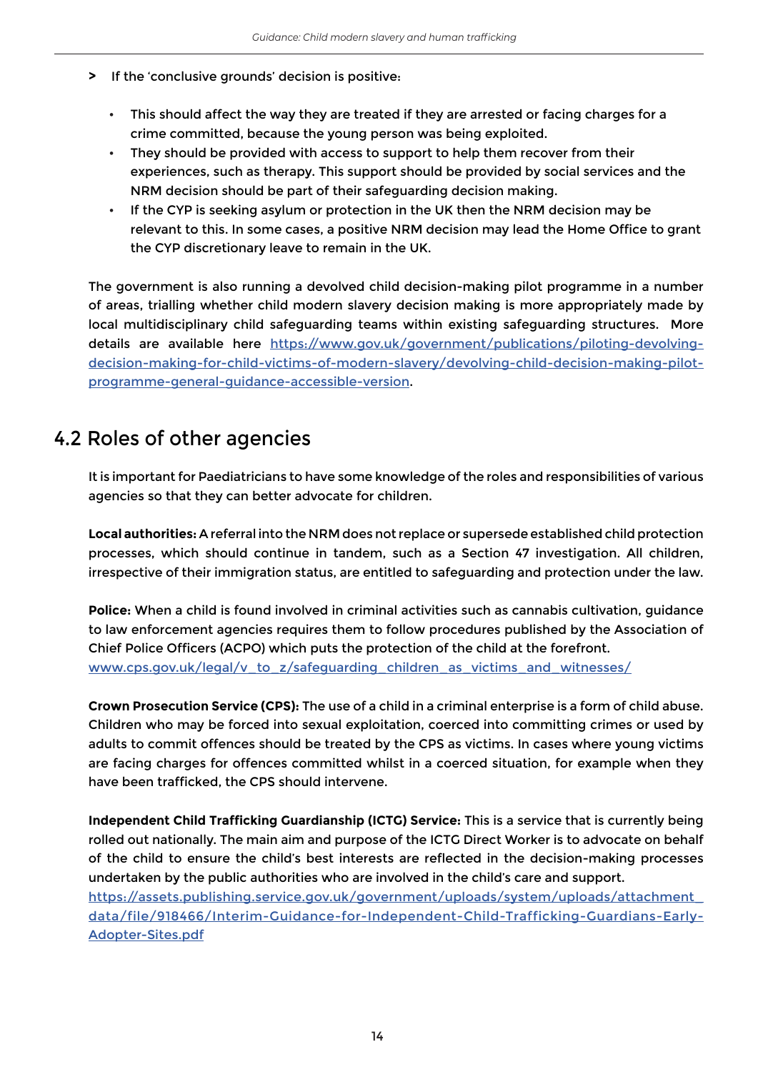> If the 'conclusive grounds' decision is positive:

- This should affect the way they are treated if they are arrested or facing charges for a crime committed, because the young person was being exploited.
- They should be provided with access to support to help them recover from their experiences, such as therapy. This support should be provided by social services and the NRM decision should be part of their safeguarding decision making.
- If the CYP is seeking asylum or protection in the UK then the NRM decision may be relevant to this. In some cases, a positive NRM decision may lead the Home Office to grant the CYP discretionary leave to remain in the UK.

The government is also running a devolved child decision-making pilot programme in a number of areas, trialling whether child modern slavery decision making is more appropriately made by local multidisciplinary child safeguarding teams within existing safeguarding structures. More details are available here https://www.gov.uk/government/publications/piloting-devolving-decision-making-for-child-victims-of-modern-slavery/devolving-child-decision-making-pilot-programme-general-guidance-accessible-version.

## 4.2 Roles of other agencies

It is important for Paediatricians to have some knowledge of the roles and responsibilities of various agencies so that they can better advocate for children.

**Local authorities:** A referral into the NRM does not replace or supersede established child protection processes, which should continue in tandem, such as a Section 47 investigation. All children, irrespective of their immigration status, are entitled to safeguarding and protection under the law.

**Police:** When a child is found involved in criminal activities such as cannabis cultivation, guidance to law enforcement agencies requires them to follow procedures published by the Association of Chief Police Officers (ACPO) which puts the protection of the child at the forefront.
www.cps.gov.uk/legal/v_to_z/safeguarding_children_as_victims_and_witnesses/

**Crown Prosecution Service (CPS):** The use of a child in a criminal enterprise is a form of child abuse. Children who may be forced into sexual exploitation, coerced into committing crimes or used by adults to commit offences should be treated by the CPS as victims. In cases where young victims are facing charges for offences committed whilst in a coerced situation, for example when they have been trafficked, the CPS should intervene.

**Independent Child Trafficking Guardianship (ICTG) Service:** This is a service that is currently being rolled out nationally. The main aim and purpose of the ICTG Direct Worker is to advocate on behalf of the child to ensure the child's best interests are reflected in the decision-making processes undertaken by the public authorities who are involved in the child's care and support.
https://assets.publishing.service.gov.uk/government/uploads/system/uploads/attachment_data/file/918466/Interim-Guidance-for-Independent-Child-Trafficking-Guardians-Early-Adopter-Sites.pdf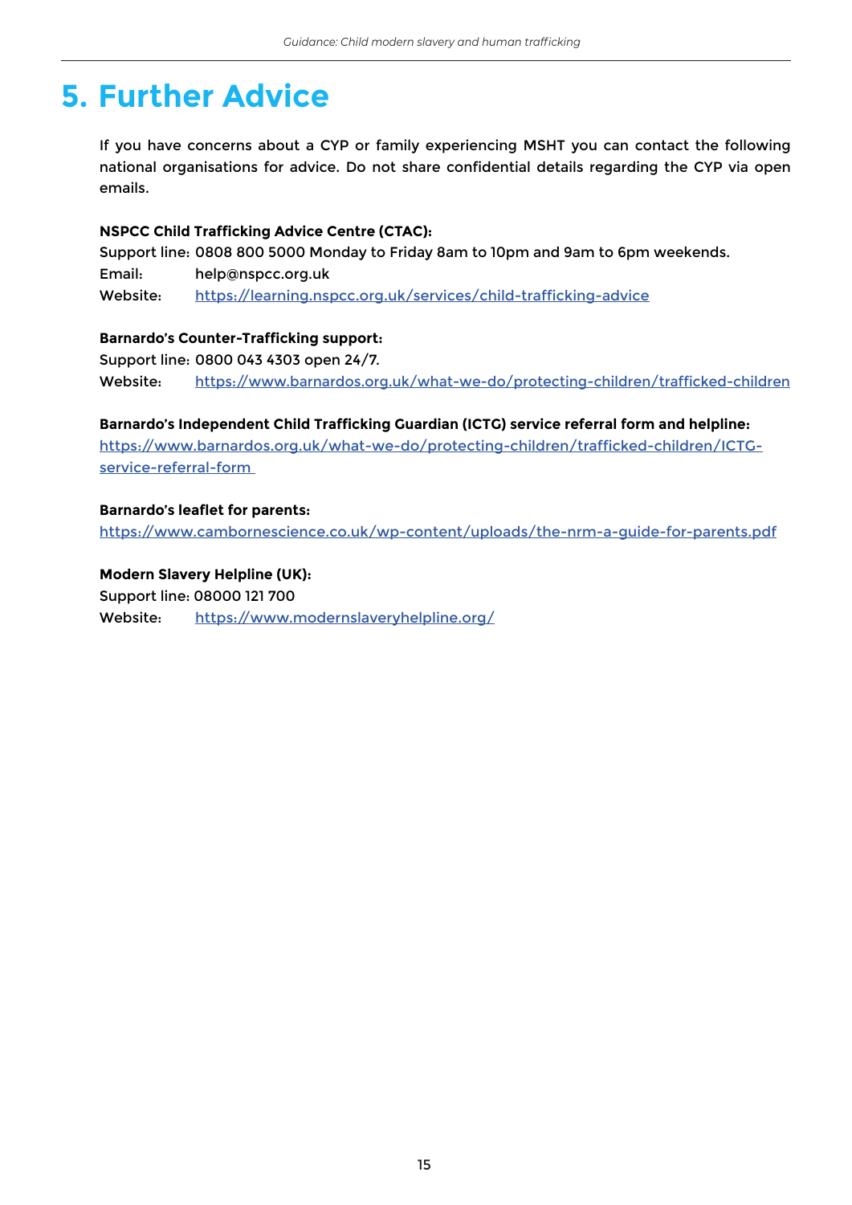# 5. Further Advice

If you have concerns about a CYP or family experiencing MSHT you can contact the following national organisations for advice. Do not share confidential details regarding the CYP via open emails.

**NSPCC Child Trafficking Advice Centre (CTAC):**
Support line: 0808 800 5000 Monday to Friday 8am to 10pm and 9am to 6pm weekends.
Email: help@nspcc.org.uk
Website: https://learning.nspcc.org.uk/services/child-trafficking-advice

**Barnardo's Counter-Trafficking support:**
Support line: 0800 043 4303 open 24/7.
Website: https://www.barnardos.org.uk/what-we-do/protecting-children/trafficked-children

**Barnardo's Independent Child Trafficking Guardian (ICTG) service referral form and helpline:**
https://www.barnardos.org.uk/what-we-do/protecting-children/trafficked-children/ICTG-service-referral-form

**Barnardo's leaflet for parents:**
https://www.cambornescience.co.uk/wp-content/uploads/the-nrm-a-guide-for-parents.pdf

**Modern Slavery Helpline (UK):**
Support line: 08000 121 700
Website: https://www.modernslaveryhelpline.org/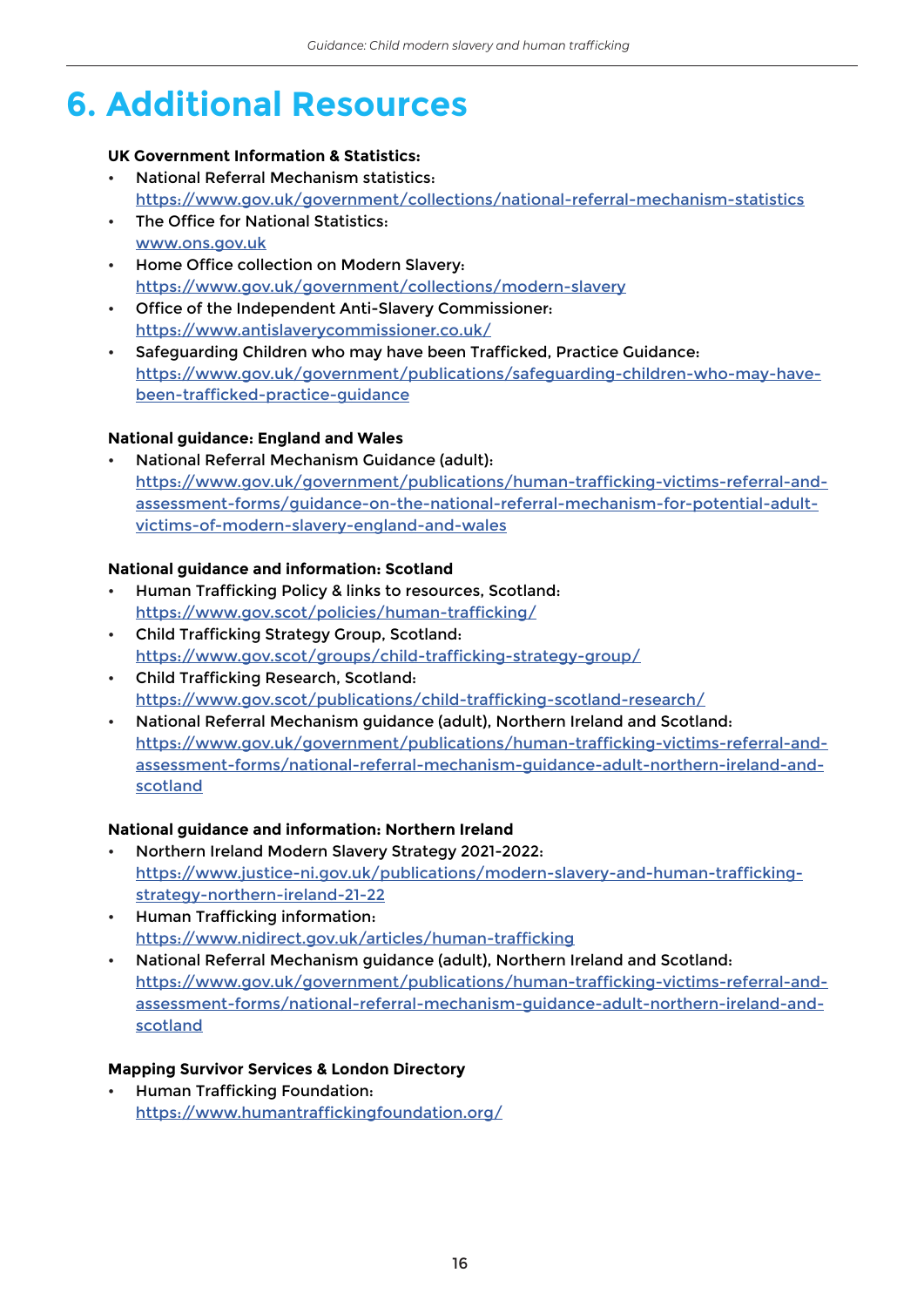# 6. Additional Resources

**UK Government Information & Statistics:**

- National Referral Mechanism statistics:
  https://www.gov.uk/government/collections/national-referral-mechanism-statistics
- The Office for National Statistics:
  www.ons.gov.uk
- Home Office collection on Modern Slavery:
  https://www.gov.uk/government/collections/modern-slavery
- Office of the Independent Anti-Slavery Commissioner:
  https://www.antislaverycommissioner.co.uk/
- Safeguarding Children who may have been Trafficked, Practice Guidance:
  https://www.gov.uk/government/publications/safeguarding-children-who-may-have-been-trafficked-practice-guidance

**National guidance: England and Wales**

- National Referral Mechanism Guidance (adult):
  https://www.gov.uk/government/publications/human-trafficking-victims-referral-and-assessment-forms/guidance-on-the-national-referral-mechanism-for-potential-adult-victims-of-modern-slavery-england-and-wales

**National guidance and information: Scotland**

- Human Trafficking Policy & links to resources, Scotland:
  https://www.gov.scot/policies/human-trafficking/
- Child Trafficking Strategy Group, Scotland:
  https://www.gov.scot/groups/child-trafficking-strategy-group/
- Child Trafficking Research, Scotland:
  https://www.gov.scot/publications/child-trafficking-scotland-research/
- National Referral Mechanism guidance (adult), Northern Ireland and Scotland:
  https://www.gov.uk/government/publications/human-trafficking-victims-referral-and-assessment-forms/national-referral-mechanism-guidance-adult-northern-ireland-and-scotland

**National guidance and information: Northern Ireland**

- Northern Ireland Modern Slavery Strategy 2021-2022:
  https://www.justice-ni.gov.uk/publications/modern-slavery-and-human-trafficking-strategy-northern-ireland-21-22
- Human Trafficking information:
  https://www.nidirect.gov.uk/articles/human-trafficking
- National Referral Mechanism guidance (adult), Northern Ireland and Scotland:
  https://www.gov.uk/government/publications/human-trafficking-victims-referral-and-assessment-forms/national-referral-mechanism-guidance-adult-northern-ireland-and-scotland

**Mapping Survivor Services & London Directory**

- Human Trafficking Foundation:
  https://www.humantraffickingfoundation.org/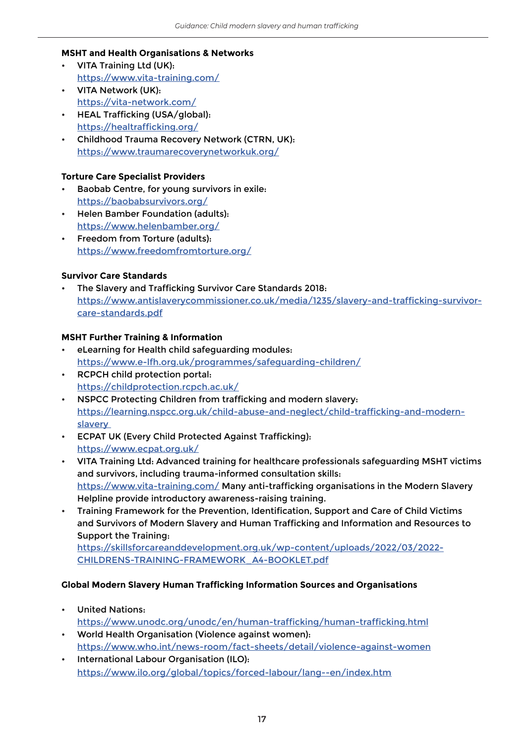**MSHT and Health Organisations & Networks**

- VITA Training Ltd (UK):
  https://www.vita-training.com/
- VITA Network (UK):
  https://vita-network.com/
- HEAL Trafficking (USA/global):
  https://healtrafficking.org/
- Childhood Trauma Recovery Network (CTRN, UK):
  https://www.traumarecoverynetworkuk.org/

**Torture Care Specialist Providers**

- Baobab Centre, for young survivors in exile:
  https://baobabsurvivors.org/
- Helen Bamber Foundation (adults):
  https://www.helenbamber.org/
- Freedom from Torture (adults):
  https://www.freedomfromtorture.org/

**Survivor Care Standards**

- The Slavery and Trafficking Survivor Care Standards 2018:
  https://www.antislaverycommissioner.co.uk/media/1235/slavery-and-trafficking-survivor-care-standards.pdf

**MSHT Further Training & Information**

- eLearning for Health child safeguarding modules:
  https://www.e-lfh.org.uk/programmes/safeguarding-children/
- RCPCH child protection portal:
  https://childprotection.rcpch.ac.uk/
- NSPCC Protecting Children from trafficking and modern slavery:
  https://learning.nspcc.org.uk/child-abuse-and-neglect/child-trafficking-and-modern-slavery
- ECPAT UK (Every Child Protected Against Trafficking):
  https://www.ecpat.org.uk/
- VITA Training Ltd: Advanced training for healthcare professionals safeguarding MSHT victims and survivors, including trauma-informed consultation skills:
  https://www.vita-training.com/ Many anti-trafficking organisations in the Modern Slavery Helpline provide introductory awareness-raising training.
- Training Framework for the Prevention, Identification, Support and Care of Child Victims and Survivors of Modern Slavery and Human Trafficking and Information and Resources to Support the Training:
  https://skillsforcareanddevelopment.org.uk/wp-content/uploads/2022/03/2022-CHILDRENS-TRAINING-FRAMEWORK_A4-BOOKLET.pdf

**Global Modern Slavery Human Trafficking Information Sources and Organisations**

- United Nations:
  https://www.unodc.org/unodc/en/human-trafficking/human-trafficking.html
- World Health Organisation (Violence against women):
  https://www.who.int/news-room/fact-sheets/detail/violence-against-women
- International Labour Organisation (ILO):
  https://www.ilo.org/global/topics/forced-labour/lang--en/index.htm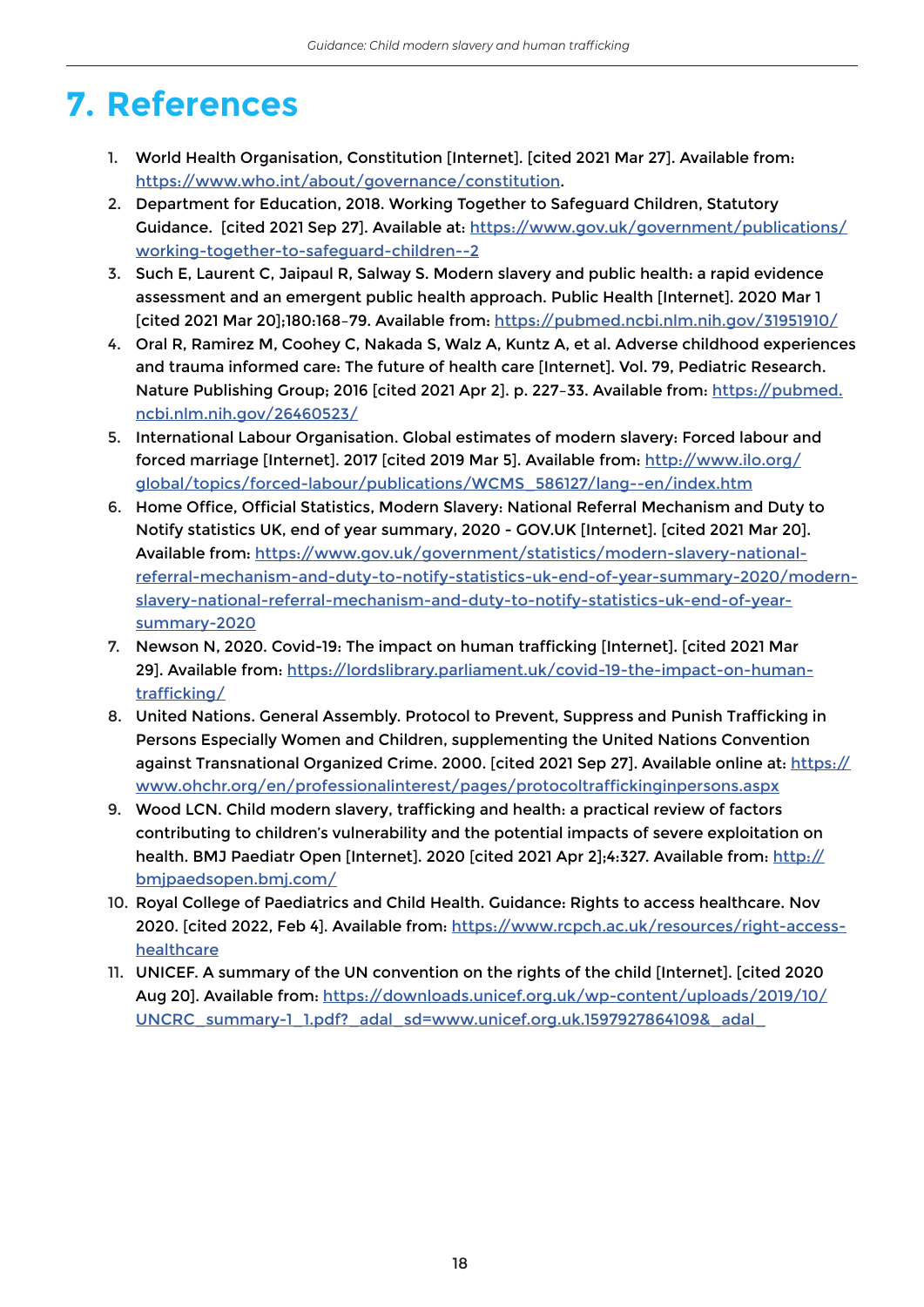# 7. References

1. World Health Organisation, Constitution [Internet]. [cited 2021 Mar 27]. Available from: https://www.who.int/about/governance/constitution.
2. Department for Education, 2018. Working Together to Safeguard Children, Statutory Guidance. [cited 2021 Sep 27]. Available at: https://www.gov.uk/government/publications/working-together-to-safeguard-children--2
3. Such E, Laurent C, Jaipaul R, Salway S. Modern slavery and public health: a rapid evidence assessment and an emergent public health approach. Public Health [Internet]. 2020 Mar 1 [cited 2021 Mar 20];180:168–79. Available from: https://pubmed.ncbi.nlm.nih.gov/31951910/
4. Oral R, Ramirez M, Coohey C, Nakada S, Walz A, Kuntz A, et al. Adverse childhood experiences and trauma informed care: The future of health care [Internet]. Vol. 79, Pediatric Research. Nature Publishing Group; 2016 [cited 2021 Apr 2]. p. 227–33. Available from: https://pubmed.ncbi.nlm.nih.gov/26460523/
5. International Labour Organisation. Global estimates of modern slavery: Forced labour and forced marriage [Internet]. 2017 [cited 2019 Mar 5]. Available from: http://www.ilo.org/global/topics/forced-labour/publications/WCMS_586127/lang--en/index.htm
6. Home Office, Official Statistics, Modern Slavery: National Referral Mechanism and Duty to Notify statistics UK, end of year summary, 2020 - GOV.UK [Internet]. [cited 2021 Mar 20]. Available from: https://www.gov.uk/government/statistics/modern-slavery-national-referral-mechanism-and-duty-to-notify-statistics-uk-end-of-year-summary-2020/modern-slavery-national-referral-mechanism-and-duty-to-notify-statistics-uk-end-of-year-summary-2020
7. Newson N, 2020. Covid-19: The impact on human trafficking [Internet]. [cited 2021 Mar 29]. Available from: https://lordslibrary.parliament.uk/covid-19-the-impact-on-human-trafficking/
8. United Nations. General Assembly. Protocol to Prevent, Suppress and Punish Trafficking in Persons Especially Women and Children, supplementing the United Nations Convention against Transnational Organized Crime. 2000. [cited 2021 Sep 27]. Available online at: https://www.ohchr.org/en/professionalinterest/pages/protocoltraffickinginpersons.aspx
9. Wood LCN. Child modern slavery, trafficking and health: a practical review of factors contributing to children's vulnerability and the potential impacts of severe exploitation on health. BMJ Paediatr Open [Internet]. 2020 [cited 2021 Apr 2];4:327. Available from: http://bmjpaedsopen.bmj.com/
10. Royal College of Paediatrics and Child Health. Guidance: Rights to access healthcare. Nov 2020. [cited 2022, Feb 4]. Available from: https://www.rcpch.ac.uk/resources/right-access-healthcare
11. UNICEF. A summary of the UN convention on the rights of the child [Internet]. [cited 2020 Aug 20]. Available from: https://downloads.unicef.org.uk/wp-content/uploads/2019/10/UNCRC_summary-1_1.pdf?_adal_sd=www.unicef.org.uk.1597927864109&_adal_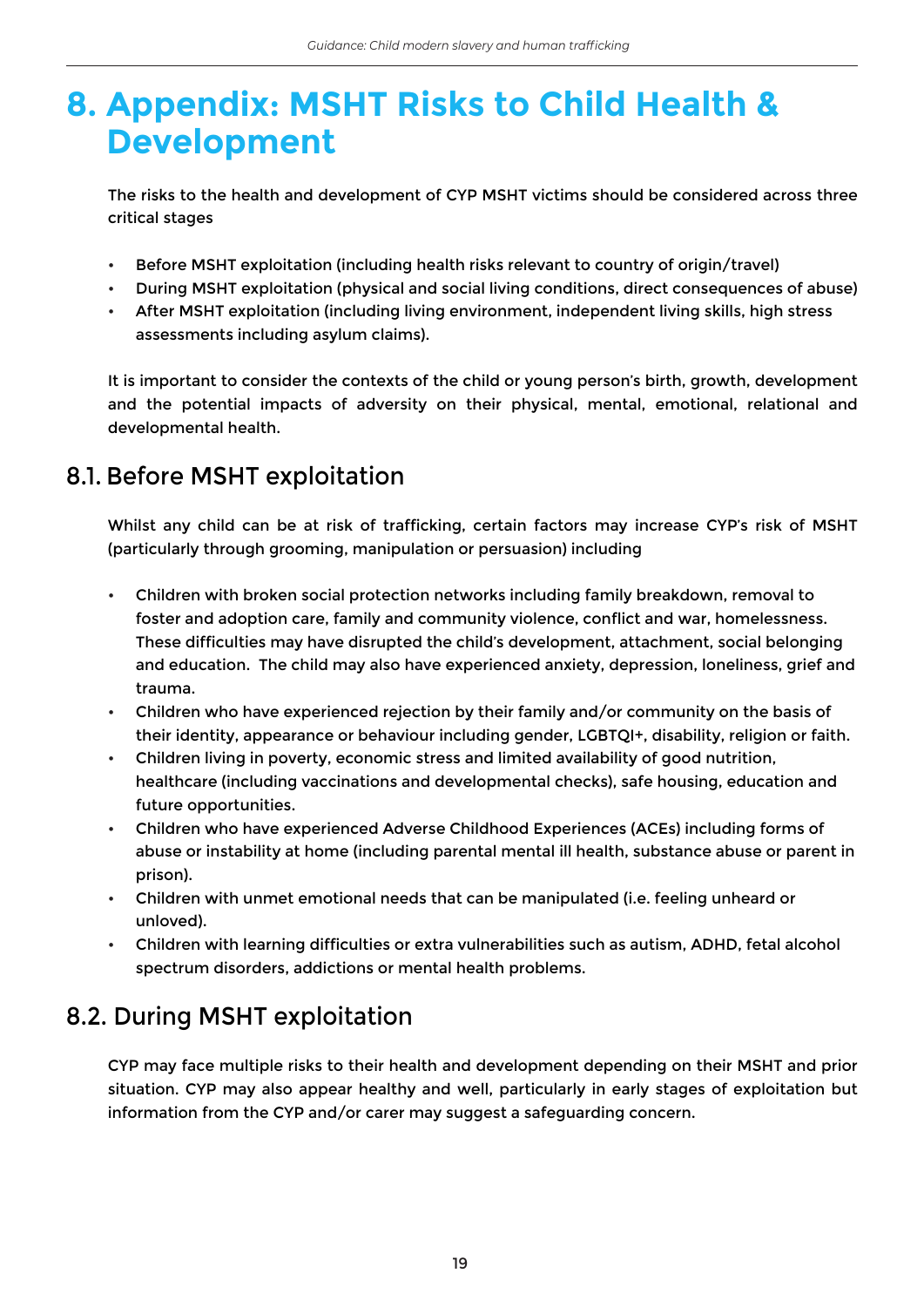# 8. Appendix: MSHT Risks to Child Health & Development

The risks to the health and development of CYP MSHT victims should be considered across three critical stages

- Before MSHT exploitation (including health risks relevant to country of origin/travel)
- During MSHT exploitation (physical and social living conditions, direct consequences of abuse)
- After MSHT exploitation (including living environment, independent living skills, high stress assessments including asylum claims).

It is important to consider the contexts of the child or young person's birth, growth, development and the potential impacts of adversity on their physical, mental, emotional, relational and developmental health.

## 8.1. Before MSHT exploitation

Whilst any child can be at risk of trafficking, certain factors may increase CYP's risk of MSHT (particularly through grooming, manipulation or persuasion) including

- Children with broken social protection networks including family breakdown, removal to foster and adoption care, family and community violence, conflict and war, homelessness. These difficulties may have disrupted the child's development, attachment, social belonging and education. The child may also have experienced anxiety, depression, loneliness, grief and trauma.
- Children who have experienced rejection by their family and/or community on the basis of their identity, appearance or behaviour including gender, LGBTQI+, disability, religion or faith.
- Children living in poverty, economic stress and limited availability of good nutrition, healthcare (including vaccinations and developmental checks), safe housing, education and future opportunities.
- Children who have experienced Adverse Childhood Experiences (ACEs) including forms of abuse or instability at home (including parental mental ill health, substance abuse or parent in prison).
- Children with unmet emotional needs that can be manipulated (i.e. feeling unheard or unloved).
- Children with learning difficulties or extra vulnerabilities such as autism, ADHD, fetal alcohol spectrum disorders, addictions or mental health problems.

## 8.2. During MSHT exploitation

CYP may face multiple risks to their health and development depending on their MSHT and prior situation. CYP may also appear healthy and well, particularly in early stages of exploitation but information from the CYP and/or carer may suggest a safeguarding concern.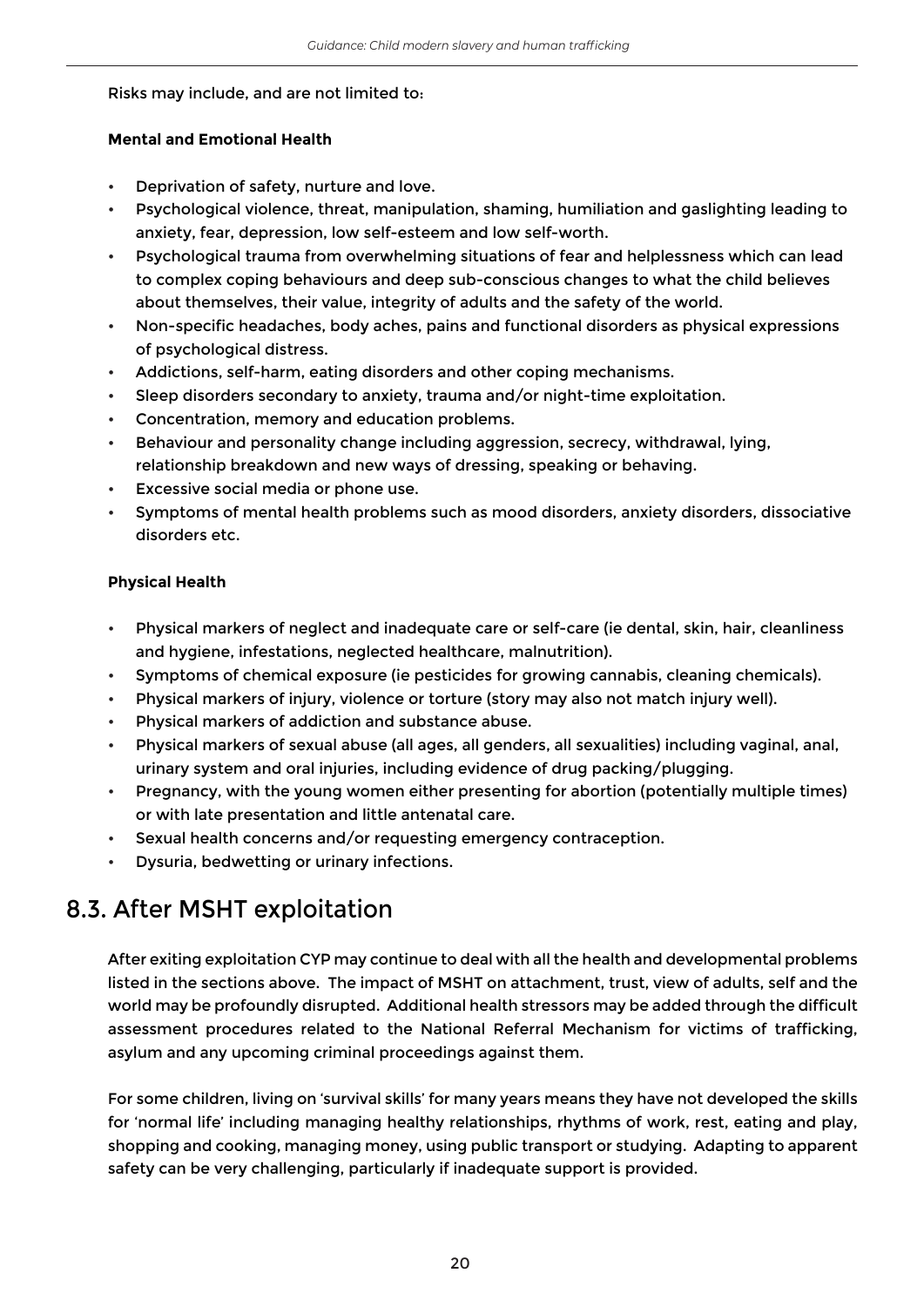Risks may include, and are not limited to:

**Mental and Emotional Health**

- Deprivation of safety, nurture and love.
- Psychological violence, threat, manipulation, shaming, humiliation and gaslighting leading to anxiety, fear, depression, low self-esteem and low self-worth.
- Psychological trauma from overwhelming situations of fear and helplessness which can lead to complex coping behaviours and deep sub-conscious changes to what the child believes about themselves, their value, integrity of adults and the safety of the world.
- Non-specific headaches, body aches, pains and functional disorders as physical expressions of psychological distress.
- Addictions, self-harm, eating disorders and other coping mechanisms.
- Sleep disorders secondary to anxiety, trauma and/or night-time exploitation.
- Concentration, memory and education problems.
- Behaviour and personality change including aggression, secrecy, withdrawal, lying, relationship breakdown and new ways of dressing, speaking or behaving.
- Excessive social media or phone use.
- Symptoms of mental health problems such as mood disorders, anxiety disorders, dissociative disorders etc.

**Physical Health**

- Physical markers of neglect and inadequate care or self-care (ie dental, skin, hair, cleanliness and hygiene, infestations, neglected healthcare, malnutrition).
- Symptoms of chemical exposure (ie pesticides for growing cannabis, cleaning chemicals).
- Physical markers of injury, violence or torture (story may also not match injury well).
- Physical markers of addiction and substance abuse.
- Physical markers of sexual abuse (all ages, all genders, all sexualities) including vaginal, anal, urinary system and oral injuries, including evidence of drug packing/plugging.
- Pregnancy, with the young women either presenting for abortion (potentially multiple times) or with late presentation and little antenatal care.
- Sexual health concerns and/or requesting emergency contraception.
- Dysuria, bedwetting or urinary infections.

## 8.3. After MSHT exploitation

After exiting exploitation CYP may continue to deal with all the health and developmental problems listed in the sections above. The impact of MSHT on attachment, trust, view of adults, self and the world may be profoundly disrupted. Additional health stressors may be added through the difficult assessment procedures related to the National Referral Mechanism for victims of trafficking, asylum and any upcoming criminal proceedings against them.

For some children, living on 'survival skills' for many years means they have not developed the skills for 'normal life' including managing healthy relationships, rhythms of work, rest, eating and play, shopping and cooking, managing money, using public transport or studying. Adapting to apparent safety can be very challenging, particularly if inadequate support is provided.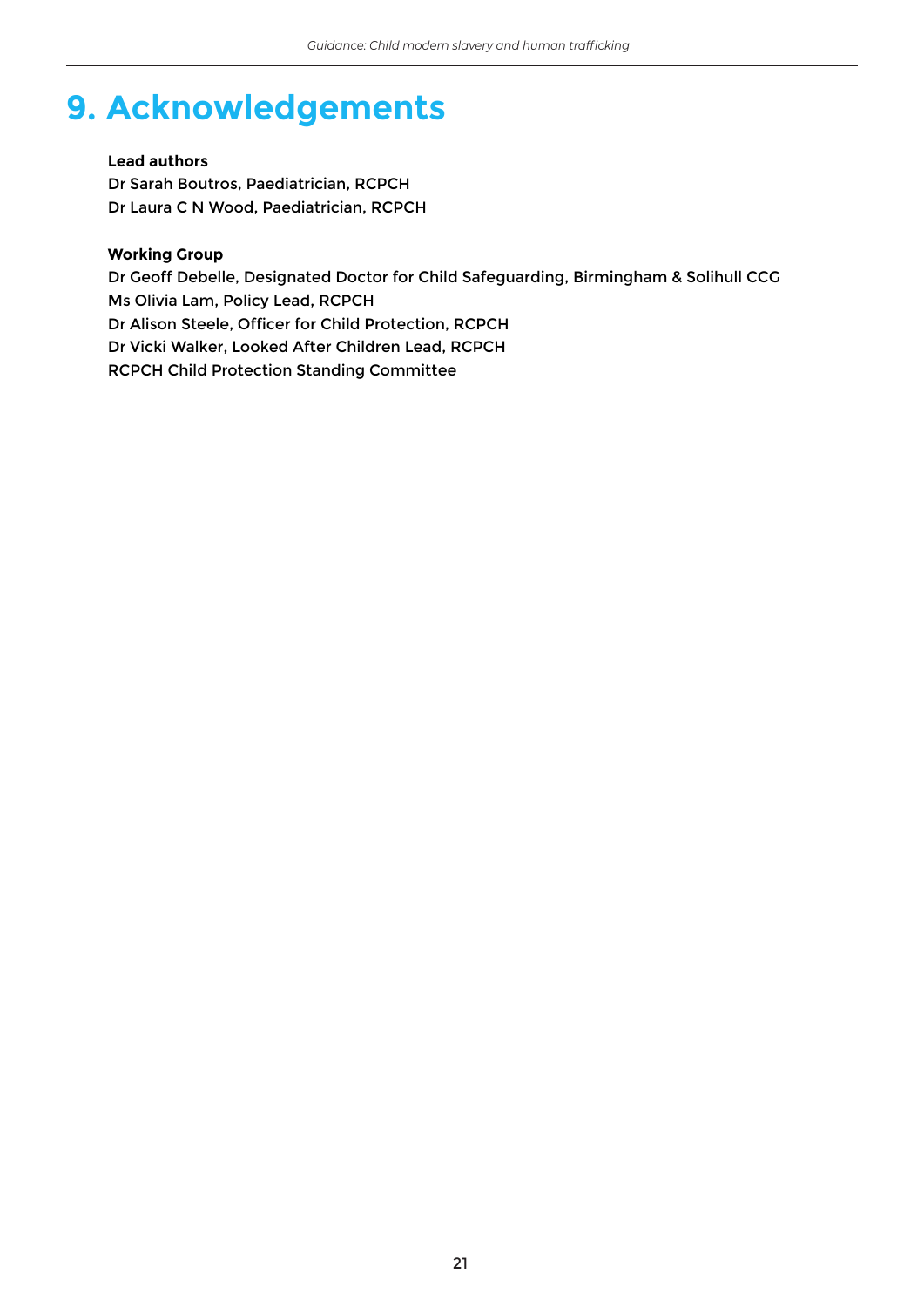# 9. Acknowledgements

**Lead authors**

Dr Sarah Boutros, Paediatrician, RCPCH
Dr Laura C N Wood, Paediatrician, RCPCH

**Working Group**

Dr Geoff Debelle, Designated Doctor for Child Safeguarding, Birmingham & Solihull CCG
Ms Olivia Lam, Policy Lead, RCPCH
Dr Alison Steele, Officer for Child Protection, RCPCH
Dr Vicki Walker, Looked After Children Lead, RCPCH
RCPCH Child Protection Standing Committee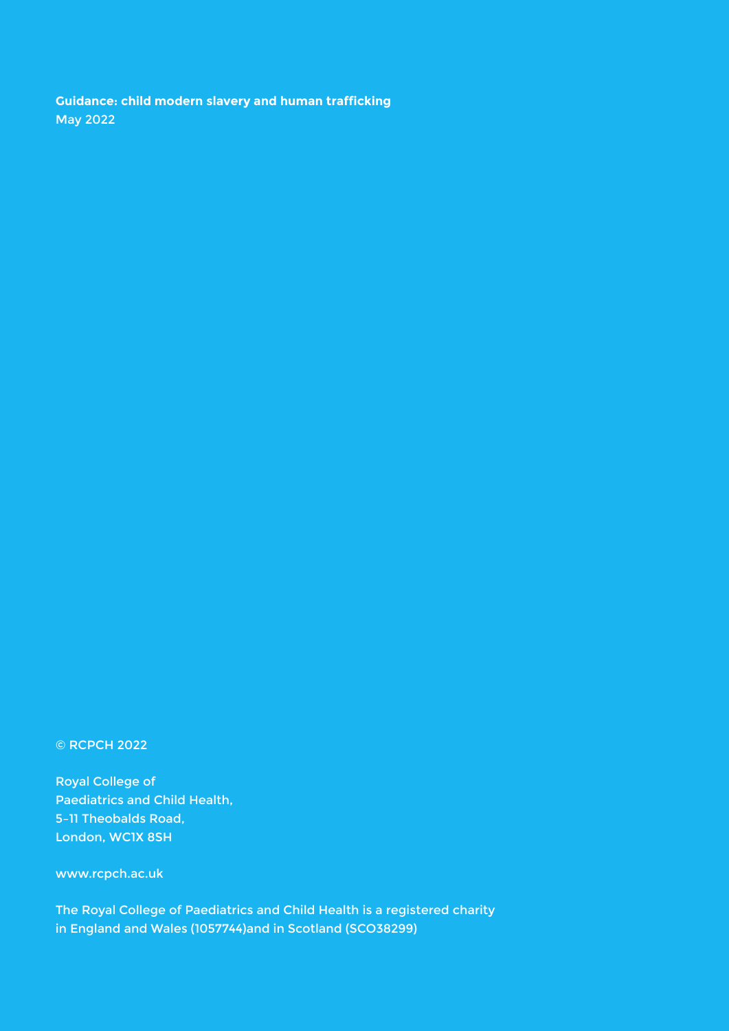**Guidance: child modern slavery and human trafficking**
May 2022

© RCPCH 2022

Royal College of
Paediatrics and Child Health,
5–11 Theobalds Road,
London, WC1X 8SH

www.rcpch.ac.uk

The Royal College of Paediatrics and Child Health is a registered charity in England and Wales (1057744)and in Scotland (SCO38299)